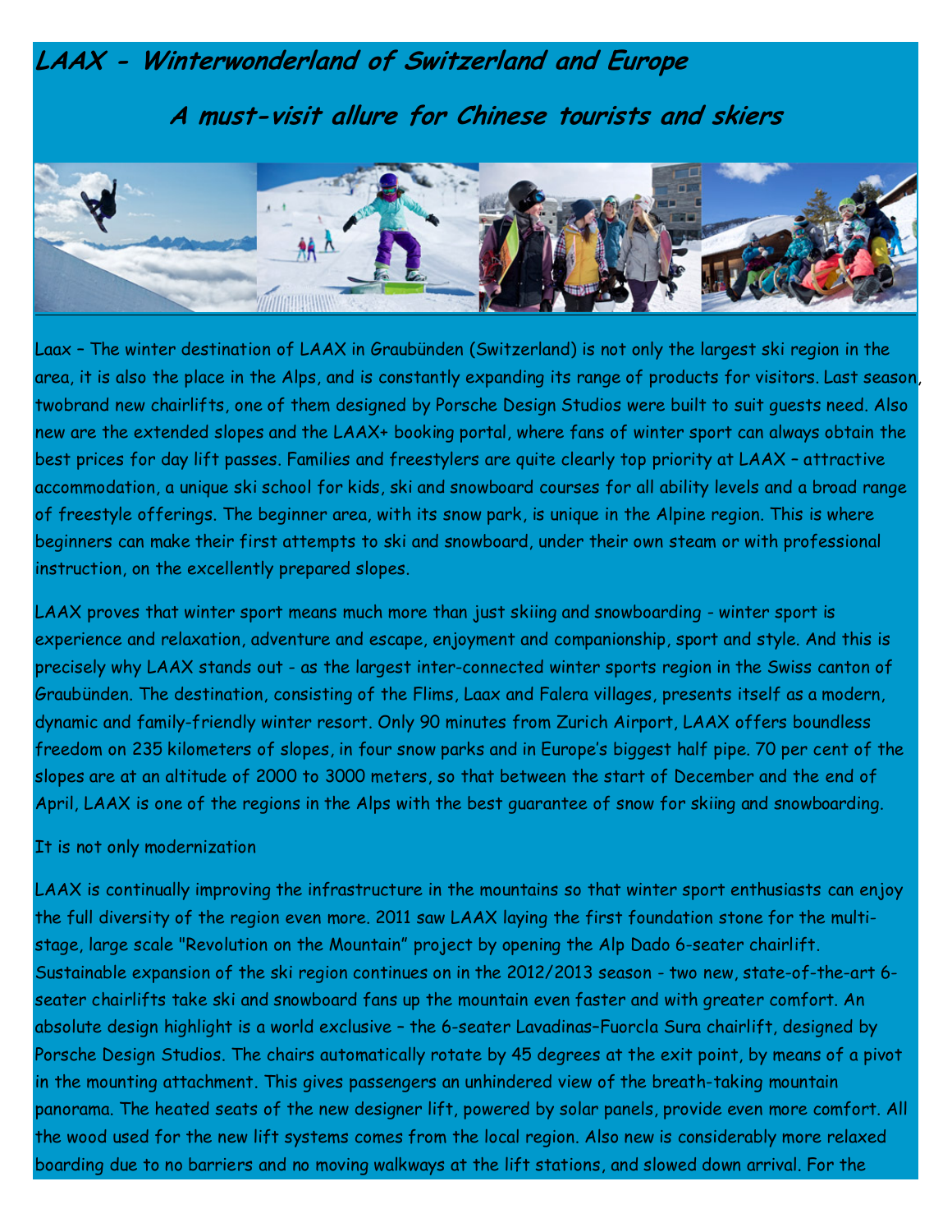# *LAAX - Winterwonderland of Switzerland and Europe*

## *A must-visit allure for Chinese tourists and skiers*

Laax – The winter destination of LAAX in Graubünden (Switzerland) is not only the largest ski region in the area, it is also the place in the Alps, and is constantly expanding its range of products for visitors. Last season, twobrand new chairlifts, one of them designed by Porsche Design Studios were built to suit guests need. Also new are the extended slopes and the LAAX+ booking portal, where fans of winter sport can always obtain the best prices for day lift passes. Families and freestylers are quite clearly top priority at LAAX – attractive accommodation, a unique ski school for kids, ski and snowboard courses for all ability levels and a broad range of freestyle offerings. The beginner area, with its snow park, is unique in the Alpine region. This is where beginners can make their first attempts to ski and snowboard, under their own steam or with professional instruction, on the excellently prepared slopes.

LAAX proves that winter sport means much more than just skiing and snowboarding - winter sport is experience and relaxation, adventure and escape, enjoyment and companionship, sport and style. And this is precisely why LAAX stands out - as the largest inter-connected winter sports region in the Swiss canton of Graubünden. The destination, consisting of the Flims, Laax and Falera villages, presents itself as a modern, dynamic and family-friendly winter resort. Only 90 minutes from Zurich Airport, LAAX offers boundless freedom on 235 kilometers of slopes, in four snow parks and in Europe's biggest half pipe. 70 per cent of the slopes are at an altitude of 2000 to 3000 meters, so that between the start of December and the end of April, LAAX is one of the regions in the Alps with the best guarantee of snow for skiing and snowboarding.

It is not only modernization

LAAX is continually improving the infrastructure in the mountains so that winter sport enthusiasts can enjoy the full diversity of the region even more. 2011 saw LAAX laying the first foundation stone for the multi-stage, large scale "Revolution on the Mountain" project by opening the Alp Dado 6-seater chairlift. Sustainable expansion of the ski region continues on in the 2012/2013 season - two new, state-of-the-art 6-seater chairlifts take ski and snowboard fans up the mountain even faster and with greater comfort. An absolute design highlight is a world exclusive – the 6-seater Lavadinas–Fuorcla Sura chairlift, designed by Porsche Design Studios. The chairs automatically rotate by 45 degrees at the exit point, by means of a pivot in the mounting attachment. This gives passengers an unhindered view of the breath-taking mountain panorama. The heated seats of the new designer lift, powered by solar panels, provide even more comfort. All the wood used for the new lift systems comes from the local region. Also new is considerably more relaxed boarding due to no barriers and no moving walkways at the lift stations, and slowed down arrival. For the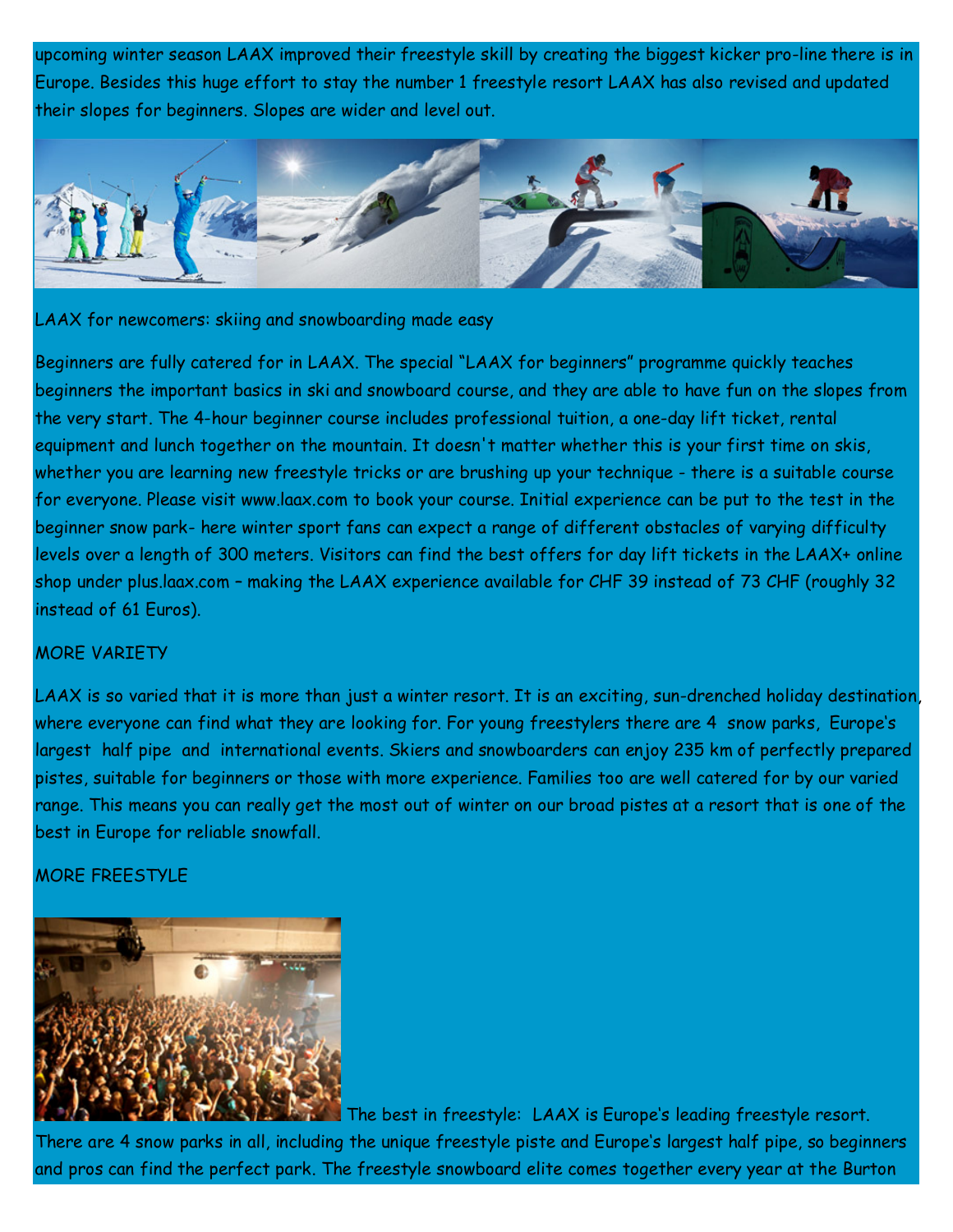upcoming winter season LAAX improved their freestyle skill by creating the biggest kicker pro-line there is in Europe. Besides this huge effort to stay the number 1 freestyle resort LAAX has also revised and updated their slopes for beginners. Slopes are wider and level out.

LAAX for newcomers: skiing and snowboarding made easy

Beginners are fully catered for in LAAX. The special "LAAX for beginners" programme quickly teaches beginners the important basics in ski and snowboard course, and they are able to have fun on the slopes from the very start. The 4-hour beginner course includes professional tuition, a one-day lift ticket, rental equipment and lunch together on the mountain. It doesn't matter whether this is your first time on skis, whether you are learning new freestyle tricks or are brushing up your technique - there is a suitable course for everyone. Please visit www.laax.com to book your course. Initial experience can be put to the test in the beginner snow park- here winter sport fans can expect a range of different obstacles of varying difficulty levels over a length of 300 meters. Visitors can find the best offers for day lift tickets in the LAAX+ online shop under plus.laax.com – making the LAAX experience available for CHF 39 instead of 73 CHF (roughly 32 instead of 61 Euros).

MORE VARIETY

LAAX is so varied that it is more than just a winter resort. It is an exciting, sun-drenched holiday destination, where everyone can find what they are looking for. For young freestylers there are 4 snow parks, Europe's largest half pipe and international events. Skiers and snowboarders can enjoy 235 km of perfectly prepared pistes, suitable for beginners or those with more experience. Families too are well catered for by our varied range. This means you can really get the most out of winter on our broad pistes at a resort that is one of the best in Europe for reliable snowfall.

MORE FREESTYLE

The best in freestyle: LAAX is Europe's leading freestyle resort. There are 4 snow parks in all, including the unique freestyle piste and Europe's largest half pipe, so beginners and pros can find the perfect park. The freestyle snowboard elite comes together every year at the Burton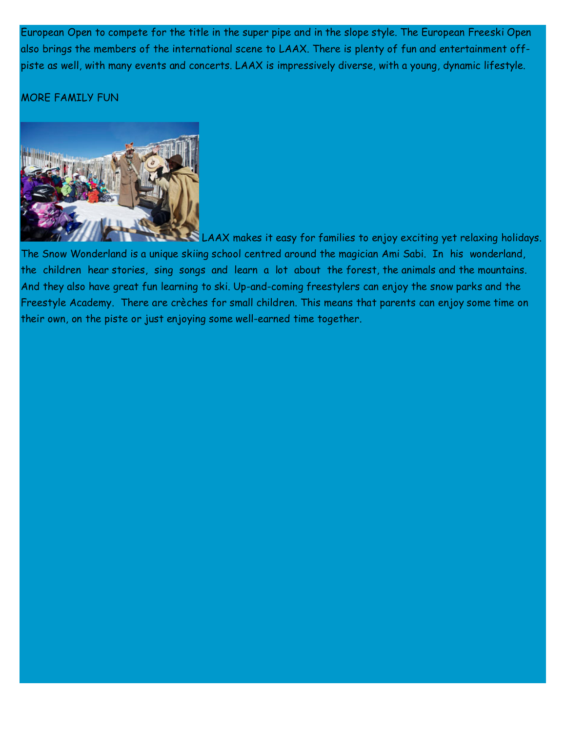European Open to compete for the title in the super pipe and in the slope style. The European Freeski Open also brings the members of the international scene to LAAX. There is plenty of fun and entertainment off-piste as well, with many events and concerts. LAAX is impressively diverse, with a young, dynamic lifestyle.

## MORE FAMILY FUN

LAAX makes it easy for families to enjoy exciting yet relaxing holidays. The Snow Wonderland is a unique skiing school centred around the magician Ami Sabi. In his wonderland, the children hear stories, sing songs and learn a lot about the forest, the animals and the mountains. And they also have great fun learning to ski. Up-and-coming freestylers can enjoy the snow parks and the Freestyle Academy. There are crèches for small children. This means that parents can enjoy some time on their own, on the piste or just enjoying some well-earned time together.